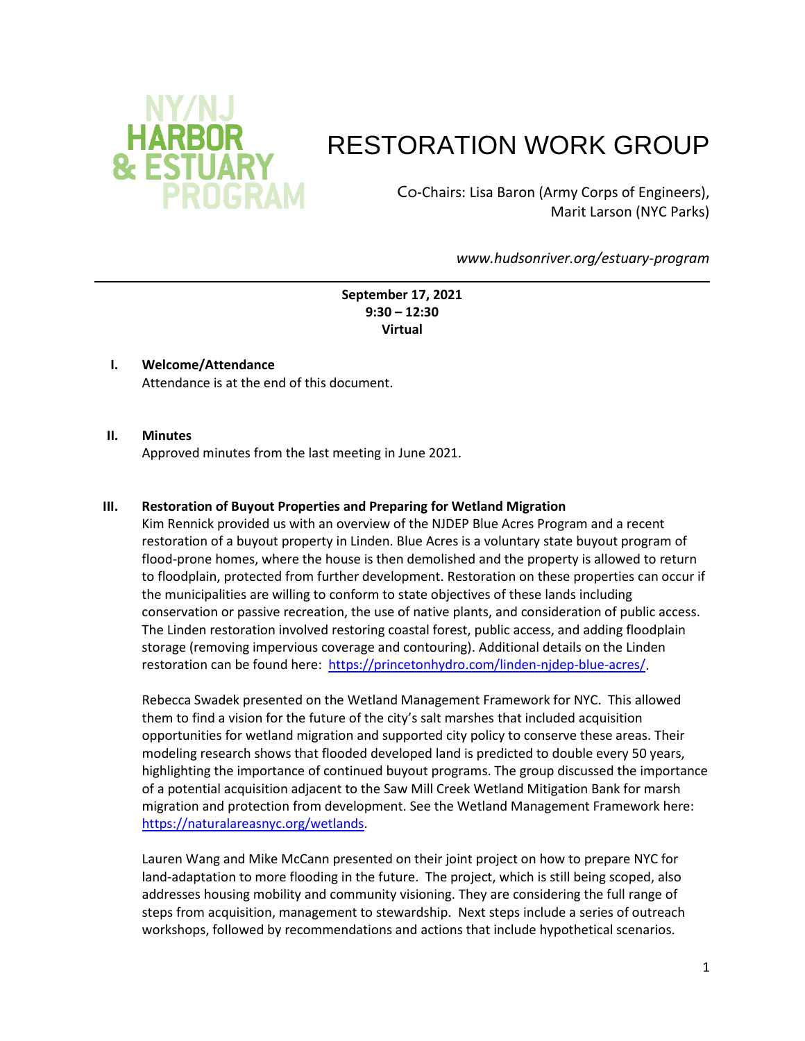NY/NJ HARBOR & ESTUARY PROGRAM

# RESTORATION WORK GROUP

Co-Chairs: Lisa Baron (Army Corps of Engineers), Marit Larson (NYC Parks)

*www.hudsonriver.org/estuary-program*

---

**September 17, 2021**
**9:30 – 12:30**
**Virtual**

## I. Welcome/Attendance

Attendance is at the end of this document.

## II. Minutes

Approved minutes from the last meeting in June 2021.

## III. Restoration of Buyout Properties and Preparing for Wetland Migration

Kim Rennick provided us with an overview of the NJDEP Blue Acres Program and a recent restoration of a buyout property in Linden. Blue Acres is a voluntary state buyout program of flood-prone homes, where the house is then demolished and the property is allowed to return to floodplain, protected from further development. Restoration on these properties can occur if the municipalities are willing to conform to state objectives of these lands including conservation or passive recreation, the use of native plants, and consideration of public access. The Linden restoration involved restoring coastal forest, public access, and adding floodplain storage (removing impervious coverage and contouring). Additional details on the Linden restoration can be found here: https://princetonhydro.com/linden-njdep-blue-acres/.

Rebecca Swadek presented on the Wetland Management Framework for NYC. This allowed them to find a vision for the future of the city's salt marshes that included acquisition opportunities for wetland migration and supported city policy to conserve these areas. Their modeling research shows that flooded developed land is predicted to double every 50 years, highlighting the importance of continued buyout programs. The group discussed the importance of a potential acquisition adjacent to the Saw Mill Creek Wetland Mitigation Bank for marsh migration and protection from development. See the Wetland Management Framework here: https://naturalareasnyc.org/wetlands.

Lauren Wang and Mike McCann presented on their joint project on how to prepare NYC for land-adaptation to more flooding in the future. The project, which is still being scoped, also addresses housing mobility and community visioning. They are considering the full range of steps from acquisition, management to stewardship. Next steps include a series of outreach workshops, followed by recommendations and actions that include hypothetical scenarios.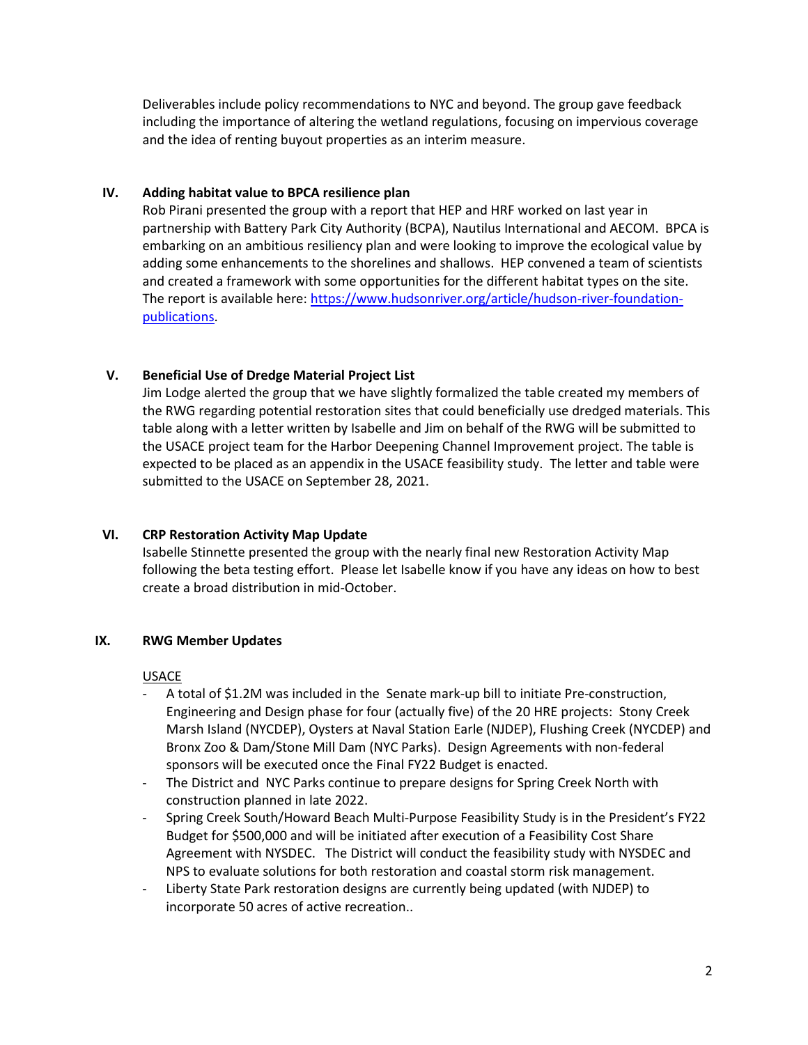Deliverables include policy recommendations to NYC and beyond. The group gave feedback including the importance of altering the wetland regulations, focusing on impervious coverage and the idea of renting buyout properties as an interim measure.

## IV. Adding habitat value to BPCA resilience plan

Rob Pirani presented the group with a report that HEP and HRF worked on last year in partnership with Battery Park City Authority (BCPA), Nautilus International and AECOM. BPCA is embarking on an ambitious resiliency plan and were looking to improve the ecological value by adding some enhancements to the shorelines and shallows. HEP convened a team of scientists and created a framework with some opportunities for the different habitat types on the site. The report is available here: [https://www.hudsonriver.org/article/hudson-river-foundation-publications](https://www.hudsonriver.org/article/hudson-river-foundation-publications).

## V. Beneficial Use of Dredge Material Project List

Jim Lodge alerted the group that we have slightly formalized the table created my members of the RWG regarding potential restoration sites that could beneficially use dredged materials. This table along with a letter written by Isabelle and Jim on behalf of the RWG will be submitted to the USACE project team for the Harbor Deepening Channel Improvement project. The table is expected to be placed as an appendix in the USACE feasibility study. The letter and table were submitted to the USACE on September 28, 2021.

## VI. CRP Restoration Activity Map Update

Isabelle Stinnette presented the group with the nearly final new Restoration Activity Map following the beta testing effort. Please let Isabelle know if you have any ideas on how to best create a broad distribution in mid-October.

## IX. RWG Member Updates

<u>USACE</u>

- A total of $1.2M was included in the Senate mark-up bill to initiate Pre-construction, Engineering and Design phase for four (actually five) of the 20 HRE projects: Stony Creek Marsh Island (NYCDEP), Oysters at Naval Station Earle (NJDEP), Flushing Creek (NYCDEP) and Bronx Zoo & Dam/Stone Mill Dam (NYC Parks). Design Agreements with non-federal sponsors will be executed once the Final FY22 Budget is enacted.
- The District and NYC Parks continue to prepare designs for Spring Creek North with construction planned in late 2022.
- Spring Creek South/Howard Beach Multi-Purpose Feasibility Study is in the President's FY22 Budget for $500,000 and will be initiated after execution of a Feasibility Cost Share Agreement with NYSDEC. The District will conduct the feasibility study with NYSDEC and NPS to evaluate solutions for both restoration and coastal storm risk management.
- Liberty State Park restoration designs are currently being updated (with NJDEP) to incorporate 50 acres of active recreation..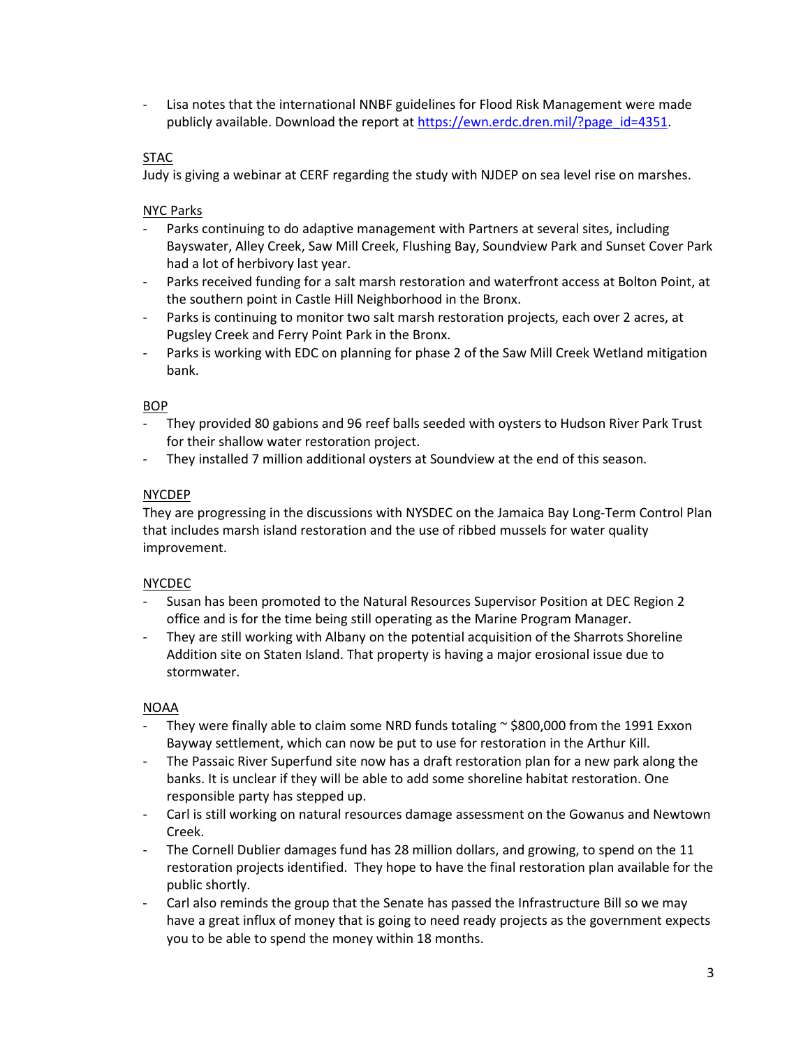- Lisa notes that the international NNBF guidelines for Flood Risk Management were made publicly available. Download the report at https://ewn.erdc.dren.mil/?page_id=4351.

STAC

Judy is giving a webinar at CERF regarding the study with NJDEP on sea level rise on marshes.

NYC Parks

- Parks continuing to do adaptive management with Partners at several sites, including Bayswater, Alley Creek, Saw Mill Creek, Flushing Bay, Soundview Park and Sunset Cover Park had a lot of herbivory last year.
- Parks received funding for a salt marsh restoration and waterfront access at Bolton Point, at the southern point in Castle Hill Neighborhood in the Bronx.
- Parks is continuing to monitor two salt marsh restoration projects, each over 2 acres, at Pugsley Creek and Ferry Point Park in the Bronx.
- Parks is working with EDC on planning for phase 2 of the Saw Mill Creek Wetland mitigation bank.

BOP

- They provided 80 gabions and 96 reef balls seeded with oysters to Hudson River Park Trust for their shallow water restoration project.
- They installed 7 million additional oysters at Soundview at the end of this season.

NYCDEP

They are progressing in the discussions with NYSDEC on the Jamaica Bay Long-Term Control Plan that includes marsh island restoration and the use of ribbed mussels for water quality improvement.

NYCDEC

- Susan has been promoted to the Natural Resources Supervisor Position at DEC Region 2 office and is for the time being still operating as the Marine Program Manager.
- They are still working with Albany on the potential acquisition of the Sharrots Shoreline Addition site on Staten Island. That property is having a major erosional issue due to stormwater.

NOAA

- They were finally able to claim some NRD funds totaling ~ $800,000 from the 1991 Exxon Bayway settlement, which can now be put to use for restoration in the Arthur Kill.
- The Passaic River Superfund site now has a draft restoration plan for a new park along the banks. It is unclear if they will be able to add some shoreline habitat restoration. One responsible party has stepped up.
- Carl is still working on natural resources damage assessment on the Gowanus and Newtown Creek.
- The Cornell Dublier damages fund has 28 million dollars, and growing, to spend on the 11 restoration projects identified. They hope to have the final restoration plan available for the public shortly.
- Carl also reminds the group that the Senate has passed the Infrastructure Bill so we may have a great influx of money that is going to need ready projects as the government expects you to be able to spend the money within 18 months.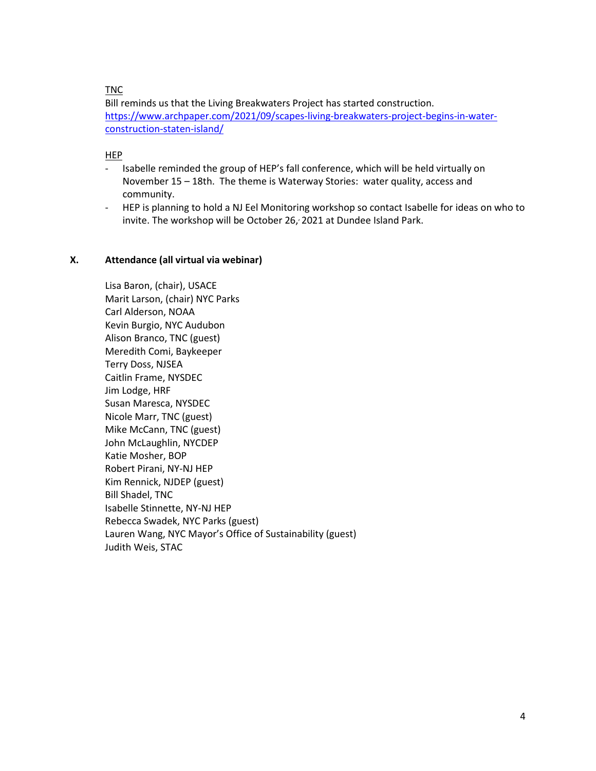<u>TNC</u>

Bill reminds us that the Living Breakwaters Project has started construction. https://www.archpaper.com/2021/09/scapes-living-breakwaters-project-begins-in-water-construction-staten-island/

<u>HEP</u>

- Isabelle reminded the group of HEP's fall conference, which will be held virtually on November 15 – 18th. The theme is Waterway Stories: water quality, access and community.
- HEP is planning to hold a NJ Eel Monitoring workshop so contact Isabelle for ideas on who to invite. The workshop will be October 26, 2021 at Dundee Island Park.

## X. Attendance (all virtual via webinar)

Lisa Baron, (chair), USACE
Marit Larson, (chair) NYC Parks
Carl Alderson, NOAA
Kevin Burgio, NYC Audubon
Alison Branco, TNC (guest)
Meredith Comi, Baykeeper
Terry Doss, NJSEA
Caitlin Frame, NYSDEC
Jim Lodge, HRF
Susan Maresca, NYSDEC
Nicole Marr, TNC (guest)
Mike McCann, TNC (guest)
John McLaughlin, NYCDEP
Katie Mosher, BOP
Robert Pirani, NY-NJ HEP
Kim Rennick, NJDEP (guest)
Bill Shadel, TNC
Isabelle Stinnette, NY-NJ HEP
Rebecca Swadek, NYC Parks (guest)
Lauren Wang, NYC Mayor's Office of Sustainability (guest)
Judith Weis, STAC